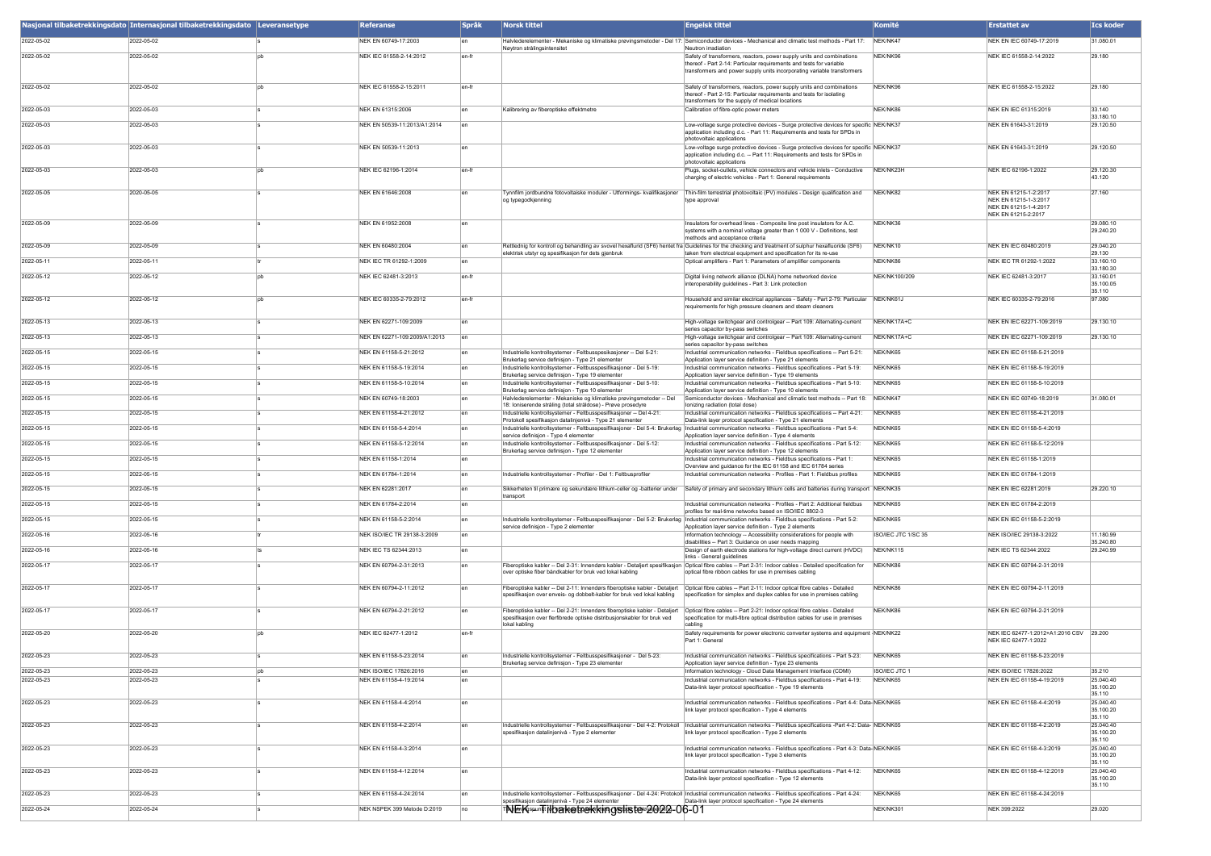| Nasjonal tilbaketrekkingsdato | Internasjonal tilbaketrekkingsdato | Leveransetype | Referanse | Språk | Norsk tittel | Engelsk tittel | Komité | Erstattet av | Ics koder |
|---|---|---|---|---|---|---|---|---|---|
| 2022-05-02 | 2022-05-02 | s | NEK EN 60749-17:2003 | en | Halvlederelementer - Mekaniske og klimatiske prøvingsmetoder - Del 17: Nøytron strålingsintensitet | Semiconductor devices - Mechanical and climatic test methods - Part 17: Neutron irradiation | NEK/NK47 | NEK EN IEC 60749-17:2019 | 31.080.01 |
| 2022-05-02 | 2022-05-02 | pb | NEK IEC 61558-2-14:2012 | en-fr | | Safety of transformers, reactors, power supply units and combinations thereof - Part 2-14: Particular requirements and tests for variable transformers and power supply units incorporating variable transformers | NEK/NK96 | NEK IEC 61558-2-14:2022 | 29.180 |
| 2022-05-02 | 2022-05-02 | pb | NEK IEC 61558-2-15:2011 | en-fr | | Safety of transformers, reactors, power supply units and combinations thereof - Part 2-15: Particular requirements and tests for isolating transformers for the supply of medical locations | NEK/NK96 | NEK IEC 61558-2-15:2022 | 29.180 |
| 2022-05-03 | 2022-05-03 | s | NEK EN 61315:2006 | en | Kalibrering av fiberoptiske effektmetre | Calibration of fibre-optic power meters | NEK/NK86 | NEK EN IEC 61315:2019 | 33.140 33.180.10 |
| 2022-05-03 | 2022-05-03 | s | NEK EN 50539-11:2013/A1:2014 | en | | Low-voltage surge protective devices - Surge protective devices for specific application including d.c. - Part 11: Requirements and tests for SPDs in photovoltaic applications | NEK/NK37 | NEK EN 61643-31:2019 | 29.120.50 |
| 2022-05-03 | 2022-05-03 | s | NEK EN 50539-11:2013 | en | | Low-voltage surge protective devices - Surge protective devices for specific application including d.c. -- Part 11: Requirements and tests for SPDs in photovoltaic applications | NEK/NK37 | NEK EN 61643-31:2019 | 29.120.50 |
| 2022-05-03 | 2022-05-03 | pb | NEK IEC 62196-1:2014 | en-fr | | Plugs, socket-outlets, vehicle connectors and vehicle inlets - Conductive charging of electric vehicles - Part 1: General requirements | NEK/NK23H | NEK IEC 62196-1:2022 | 29.120.30 43.120 |
| 2022-05-05 | 2020-05-05 | s | NEK EN 61646:2008 | en | Tynnfilm jordbundne fotovoltaiske moduler - Utformings- kvalifikasjoner og typegodkjenning | Thin-film terrestrial photovoltaic (PV) modules - Design qualification and type approval | NEK/NK82 | NEK EN 61215-1-2:2017 NEK EN 61215-1-3:2017 NEK EN 61215-1-4:2017 NEK EN 61215-2:2017 | 27.160 |
| 2022-05-09 | 2022-05-09 | s | NEK EN 61952:2008 | en | | Insulators for overhead lines - Composite line post insulators for A.C. systems with a nominal voltage greater than 1 000 V - Definitions, test methods and acceptance criteria | NEK/NK36 | | 29.080.10 29.240.20 |
| 2022-05-09 | 2022-05-09 | s | NEK EN 60480:2004 | en | Rettledning for kontroll og behandling av svovel hexaflurid (SF6) hentet fra elektrisk utstyr og spesifikasjon for dets gjenbruk | Guidelines for the checking and treatment of sulphur hexafluoride (SF6) taken from electrical equipment and specification for its re-use | NEK/NK10 | NEK EN IEC 60480:2019 | 29.040.20 29.130 |
| 2022-05-11 | 2022-05-11 | tr | NEK IEC TR 61292-1:2009 | en | | Optical amplifiers - Part 1: Parameters of amplifier components | NEK/NK86 | NEK IEC TR 61292-1:2022 | 33.160.10 33.180.30 |
| 2022-05-12 | 2022-05-12 | pb | NEK IEC 62481-3:2013 | en-fr | | Digital living network alliance (DLNA) home networked device interoperability guidelines - Part 3: Link protection | NEK/NK100/209 | NEK IEC 62481-3:2017 | 33.160.01 35.100.05 35.110 |
| 2022-05-12 | 2022-05-12 | pb | NEK IEC 60335-2-79:2012 | en-fr | | Household and similar electrical appliances - Safety - Part 2-79: Particular requirements for high pressure cleaners and steam cleaners | NEK/NK61J | NEK IEC 60335-2-79:2016 | 97.080 |
| 2022-05-13 | 2022-05-13 | s | NEK EN 62271-109:2009 | en | | High-voltage switchgear and controlgear -- Part 109: Alternating-current series capacitor by-pass switches | NEK/NK17A+C | NEK EN IEC 62271-109:2019 | 29.130.10 |
| 2022-05-13 | 2022-05-13 | s | NEK EN 62271-109:2009/A1:2013 | en | | High-voltage switchgear and controlgear -- Part 109: Alternating-current series capacitor by-pass switches | NEK/NK17A+C | NEK EN IEC 62271-109:2019 | 29.130.10 |
| 2022-05-15 | 2022-05-15 | s | NEK EN 61158-5-21:2012 | en | Industrielle kontrollsystemer - Feltbusspesikasjoner -- Del 5-21: Brukerlag service definisjon - Type 21 elementer | Industrial communication networks - Fieldbus specifications -- Part 5-21: Application layer service definition - Type 21 elements | NEK/NK65 | NEK EN IEC 61158-5-21:2019 | |
| 2022-05-15 | 2022-05-15 | s | NEK EN 61158-5-19:2014 | en | Industrielle kontrollsystemer - Feltbusspesifikasjoner - Del 5-19: Brukerlag service definisjon - Type 19 elementer | Industrial communication networks - Fieldbus specifications - Part 5-19: Application layer service definition - Type 19 elements | NEK/NK65 | NEK EN IEC 61158-5-19:2019 | |
| 2022-05-15 | 2022-05-15 | s | NEK EN 61158-5-10:2014 | en | Industrielle kontrollsystemer - Feltbusspesifikasjoner - Del 5-10: Brukerlag service definisjon - Type 10 elementer | Industrial communication networks - Fieldbus specifications - Part 5-10: Application layer service definition - Type 10 elements | NEK/NK65 | NEK EN IEC 61158-5-10:2019 | |
| 2022-05-15 | 2022-05-15 | s | NEK EN 60749-18:2003 | en | Halvlederelementer - Mekaniske og klimatiske prøvingsmetoder -- Del 18: Ioniserende stråling (total stråldose) - Prøve prosedyre | Semiconductor devices - Mechanical and climatic test methods -- Part 18: Ionizing radiation (total dose) | NEK/NK47 | NEK EN IEC 60749-18:2019 | 31.080.01 |
| 2022-05-15 | 2022-05-15 | s | NEK EN 61158-4-21:2012 | en | Industrielle kontrollsystemer - Feltbusspesifikasjoner -- Del 4-21: Protokoll spesifikasjon datalinjenivå - Type 21 elementer | Industrial communication networks - Fieldbus specifications -- Part 4-21: Data-link layer protocol specification - Type 21 elements | NEK/NK65 | NEK EN IEC 61158-4-21:2019 | |
| 2022-05-15 | 2022-05-15 | s | NEK EN 61158-5-4:2014 | en | Industrielle kontrollsystemer - Feltbusspesifikasjoner - Del 5-4: Brukerlag service definisjon - Type 4 elementer | Industrial communication networks - Fieldbus specifications - Part 5-4: Application layer service definition - Type 4 elements | NEK/NK65 | NEK EN IEC 61158-5-4:2019 | |
| 2022-05-15 | 2022-05-15 | s | NEK EN 61158-5-12:2014 | en | Industrielle kontrollsystemer - Feltbusspesifikasjoner - Del 5-12: Brukerlag service definisjon - Type 12 elementer | Industrial communication networks - Fieldbus specifications - Part 5-12: Application layer service definition - Type 12 elements | NEK/NK65 | NEK EN IEC 61158-5-12:2019 | |
| 2022-05-15 | 2022-05-15 | s | NEK EN 61158-1:2014 | en | | Industrial communication networks - Fieldbus specifications - Part 1: Overview and guidance for the IEC 61158 and IEC 61784 series | NEK/NK65 | NEK EN IEC 61158-1:2019 | |
| 2022-05-15 | 2022-05-15 | s | NEK EN 61784-1:2014 | en | Industrielle kontrollsystemer - Profiler - Del 1: Feltbussprofiler | Industrial communication networks - Profiles - Part 1: Fieldbus profiles | NEK/NK65 | NEK EN IEC 61784-1:2019 | |
| 2022-05-15 | 2022-05-15 | s | NEK EN 62281:2017 | en | Sikkerheten til primære og sekundære lithium-celler og -batterier under transport | Safety of primary and secondary lithium cells and batteries during transport | NEK/NK35 | NEK EN IEC 62281:2019 | 29.220.10 |
| 2022-05-15 | 2022-05-15 | s | NEK EN 61784-2:2014 | en | | Industrial communication networks - Profiles - Part 2: Additional fieldbus profiles for real-time networks based on ISO/IEC 8802-3 | NEK/NK65 | NEK EN IEC 61784-2:2019 | |
| 2022-05-15 | 2022-05-15 | s | NEK EN 61158-5-2:2014 | en | Industrielle kontrollsystemer - Feltbusspesifikasjoner - Del 5-2: Brukerlag service definisjon - Type 2 elementer | Industrial communication networks - Fieldbus specifications - Part 5-2: Application layer service definition - Type 2 elements | NEK/NK65 | NEK EN IEC 61158-5-2:2019 | |
| 2022-05-16 | 2022-05-16 | tr | NEK ISO/IEC TR 29138-3:2009 | en | | Information technology -- Accessibility considerations for people with disabilities -- Part 3: Guidance on user needs mapping | ISO/IEC JTC 1/SC 35 | NEK ISO/IEC 29138-3:2022 | 11.180.99 35.240.80 |
| 2022-05-16 | 2022-05-16 | ts | NEK IEC TS 62344:2013 | en | | Design of earth electrode stations for high-voltage direct current (HVDC) links - General guidelines | NEK/NK115 | NEK IEC TS 62344:2022 | 29.240.99 |
| 2022-05-17 | 2022-05-17 | s | NEK EN 60794-2-31:2013 | en | Fiberoptiske kabler -- Del 2-31: Innendørs kabler - Detaljert spesifikasjon over optiske fiber båndkabler for bruk ved lokal kabling | Optical fibre cables -- Part 2-31: Indoor cables - Detailed specification for optical fibre ribbon cables for use in premises cabling | NEK/NK86 | NEK EN IEC 60794-2-31:2019 | |
| 2022-05-17 | 2022-05-17 | s | NEK EN 60794-2-11:2012 | en | Fiberoptiske kabler -- Del 2-11: Innendørs fiberoptiske kabler - Detaljert spesifikasjon over enveis- og dobbelt-kabler for bruk ved lokal kabling | Optical fibre cables -- Part 2-11: Indoor optical fibre cables - Detailed specification for simplex and duplex cables for use in premises cabling | NEK/NK86 | NEK EN IEC 60794-2-11:2019 | |
| 2022-05-17 | 2022-05-17 | s | NEK EN 60794-2-21:2012 | en | Fiberoptiske kabler -- Del 2-21: Innendørs fiberoptiske kabler - Detaljert spesifikasjon over flerfibrede optiske distribusjonskabler for bruk ved lokal kabling | Optical fibre cables -- Part 2-21: Indoor optical fibre cables - Detailed specification for multi-fibre optical distribution cables for use in premises cabling | NEK/NK86 | NEK EN IEC 60794-2-21:2019 | |
| 2022-05-20 | 2022-05-20 | pb | NEK IEC 62477-1:2012 | en-fr | | Safety requirements for power electronic converter systems and equipment - Part 1: General | NEK/NK22 | NEK IEC 62477-1:2012+A1:2016 CSV NEK IEC 62477-1:2022 | 29.200 |
| 2022-05-23 | 2022-05-23 | s | NEK EN 61158-5-23:2014 | en | Industrielle kontrollsystemer - Feltbusspesifikasjoner - Del 5-23: Brukerlag service definisjon - Type 23 elementer | Industrial communication networks - Fieldbus specifications - Part 5-23: Application layer service definition - Type 23 elements | NEK/NK65 | NEK EN IEC 61158-5-23:2019 | |
| 2022-05-23 | 2022-05-23 | pb | NEK ISO/IEC 17826:2016 | en | | Information technology - Cloud Data Management Interface (CDMI) | ISO/IEC JTC 1 | NEK ISO/IEC 17826:2022 | 35.210 |
| 2022-05-23 | 2022-05-23 | s | NEK EN 61158-4-19:2014 | en | | Industrial communication networks - Fieldbus specifications - Part 4-19: Data-link layer protocol specification - Type 19 elements | NEK/NK65 | NEK EN IEC 61158-4-19:2019 | 25.040.40 35.100.20 35.110 |
| 2022-05-23 | 2022-05-23 | s | NEK EN 61158-4-4:2014 | en | | Industrial communication networks - Fieldbus specifications - Part 4-4: Data-link layer protocol specification - Type 4 elements | NEK/NK65 | NEK EN IEC 61158-4-4:2019 | 25.040.40 35.100.20 35.110 |
| 2022-05-23 | 2022-05-23 | s | NEK EN 61158-4-2:2014 | en | Industrielle kontrollsystemer - Feltbusspesifikasjoner - Del 4-2: Protokoll spesifikasjon datalinjenivå - Type 2 elementer | Industrial communication networks - Fieldbus specifications -Part 4-2: Data-link layer protocol specification - Type 2 elements | NEK/NK65 | NEK EN IEC 61158-4-2:2019 | 25.040.40 35.100.20 35.110 |
| 2022-05-23 | 2022-05-23 | s | NEK EN 61158-4-3:2014 | en | | Industrial communication networks - Fieldbus specifications - Part 4-3: Data-link layer protocol specification - Type 3 elements | NEK/NK65 | NEK EN IEC 61158-4-3:2019 | 25.040.40 35.100.20 35.110 |
| 2022-05-23 | 2022-05-23 | s | NEK EN 61158-4-12:2014 | en | | Industrial communication networks - Fieldbus specifications - Part 4-12: Data-link layer protocol specification - Type 12 elements | NEK/NK65 | NEK EN IEC 61158-4-12:2019 | 25.040.40 35.100.20 35.110 |
| 2022-05-23 | 2022-05-23 | s | NEK EN 61158-4-24:2014 | en | Industrielle kontrollsystemer - Feltbusspesifikasjoner - Del 4-24: Protokoll spesifikasjon datalinjenivå - Type 24 elementer | Industrial communication networks - Fieldbus specifications - Part 4-24: Data-link layer protocol specification - Type 24 elements | NEK/NK65 | NEK EN IEC 61158-4-24:2019 | |
| 2022-05-24 | 2022-05-24 | s | NEK NSPEK 399 Metode D:2019 | no | | | NEK/NK301 | NEK 399:2022 | 29.020 |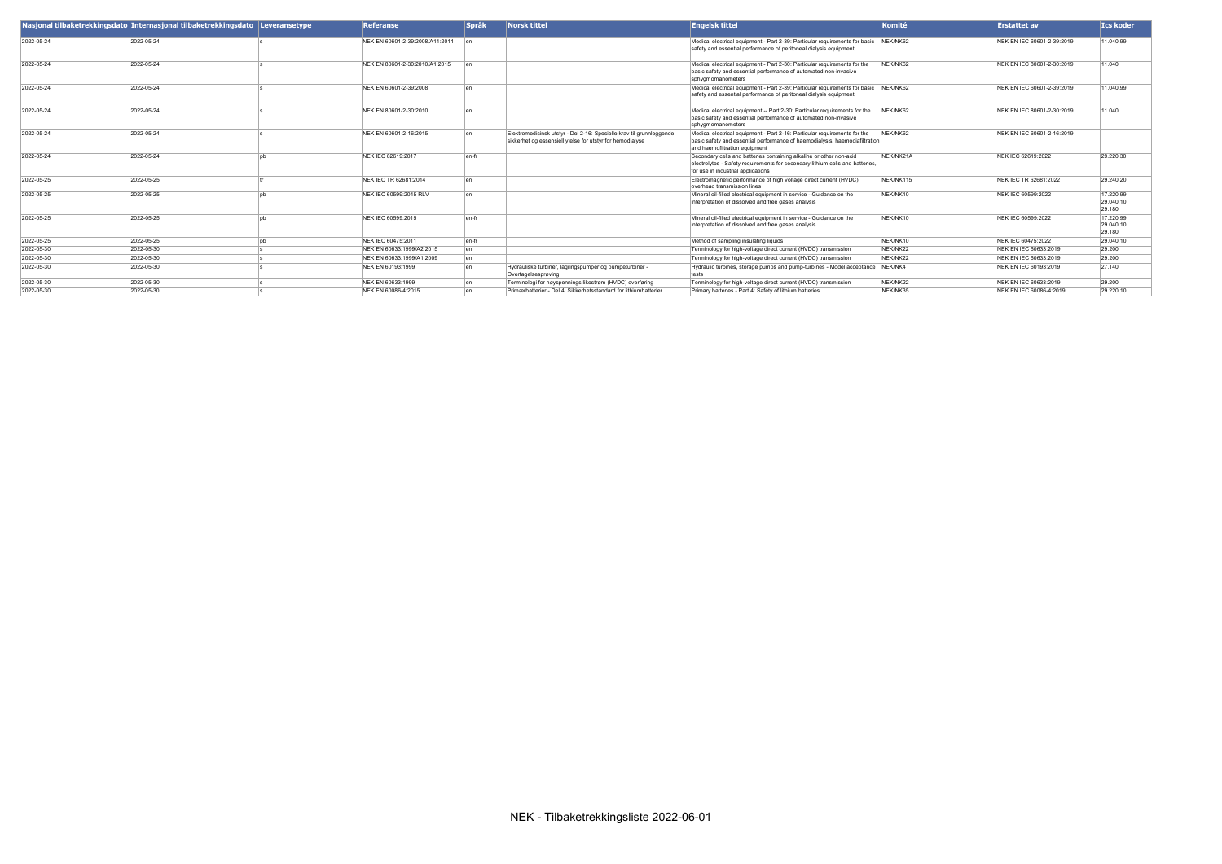| Nasjonal tilbaketrekkingsdato | Internasjonal tilbaketrekkingsdato | Leveransetype | Referanse | Språk | Norsk tittel | Engelsk tittel | Komité | Erstattet av | Ics koder |
| --- | --- | --- | --- | --- | --- | --- | --- | --- | --- |
| 2022-05-24 | 2022-05-24 | s | NEK EN 60601-2-39:2008/A11:2011 | en | | Medical electrical equipment - Part 2-39: Particular requirements for basic safety and essential performance of peritoneal dialysis equipment | NEK/NK62 | NEK EN IEC 60601-2-39:2019 | 11.040.99 |
| 2022-05-24 | 2022-05-24 | s | NEK EN 80601-2-30:2010/A1:2015 | en | | Medical electrical equipment - Part 2-30: Particular requirements for the basic safety and essential performance of automated non-invasive sphygmomanometers | NEK/NK62 | NEK EN IEC 80601-2-30:2019 | 11.040 |
| 2022-05-24 | 2022-05-24 | s | NEK EN 60601-2-39:2008 | en | | Medical electrical equipment - Part 2-39: Particular requirements for basic safety and essential performance of peritoneal dialysis equipment | NEK/NK62 | NEK EN IEC 60601-2-39:2019 | 11.040.99 |
| 2022-05-24 | 2022-05-24 | s | NEK EN 80601-2-30:2010 | en | | Medical electrical equipment -- Part 2-30: Particular requirements for the basic safety and essential performance of automated non-invasive sphygmomanometers | NEK/NK62 | NEK EN IEC 80601-2-30:2019 | 11.040 |
| 2022-05-24 | 2022-05-24 | s | NEK EN 60601-2-16:2015 | en | Elektromedisinsk utstyr - Del 2-16: Spesielle krav til grunnleggende sikkerhet og essensiell ytelse for utstyr for hemodialyse | Medical electrical equipment - Part 2-16: Particular requirements for the basic safety and essential performance of haemodialysis, haemodiafiltration and haemofiltration equipment | NEK/NK62 | NEK EN IEC 60601-2-16:2019 | |
| 2022-05-24 | 2022-05-24 | pb | NEK IEC 62619:2017 | en-fr | | Secondary cells and batteries containing alkaline or other non-acid electrolytes - Safety requirements for secondary lithium cells and batteries, for use in industrial applications | NEK/NK21A | NEK IEC 62619:2022 | 29.220.30 |
| 2022-05-25 | 2022-05-25 | tr | NEK IEC TR 62681:2014 | en | | Electromagnetic performance of high voltage direct current (HVDC) overhead transmission lines | NEK/NK115 | NEK IEC TR 62681:2022 | 29.240.20 |
| 2022-05-25 | 2022-05-25 | pb | NEK IEC 60599:2015 RLV | en | | Mineral oil-filled electrical equipment in service - Guidance on the interpretation of dissolved and free gases analysis | NEK/NK10 | NEK IEC 60599:2022 | 17.220.99 29.040.10 29.180 |
| 2022-05-25 | 2022-05-25 | pb | NEK IEC 60599:2015 | en-fr | | Mineral oil-filled electrical equipment in service - Guidance on the interpretation of dissolved and free gases analysis | NEK/NK10 | NEK IEC 60599:2022 | 17.220.99 29.040.10 29.180 |
| 2022-05-25 | 2022-05-25 | pb | NEK IEC 60475:2011 | en-fr | | Method of sampling insulating liquids | NEK/NK10 | NEK IEC 60475:2022 | 29.040.10 |
| 2022-05-30 | 2022-05-30 | s | NEK EN 60633:1999/A2:2015 | en | | Terminology for high-voltage direct current (HVDC) transmission | NEK/NK22 | NEK EN IEC 60633:2019 | 29.200 |
| 2022-05-30 | 2022-05-30 | s | NEK EN 60633:1999/A1:2009 | en | | Terminology for high-voltage direct current (HVDC) transmission | NEK/NK22 | NEK EN IEC 60633:2019 | 29.200 |
| 2022-05-30 | 2022-05-30 | s | NEK EN 60193:1999 | en | Hydrauliske turbiner, lagringspumper og pumpeturbiner - Overtagelsesprøving | Hydraulic turbines, storage pumps and pump-turbines - Model acceptance tests | NEK/NK4 | NEK EN IEC 60193:2019 | 27.140 |
| 2022-05-30 | 2022-05-30 | s | NEK EN 60633:1999 | en | Terminologi for høyspennings likestrøm (HVDC) overføring | Terminology for high-voltage direct current (HVDC) transmission | NEK/NK22 | NEK EN IEC 60633:2019 | 29.200 |
| 2022-05-30 | 2022-05-30 | s | NEK EN 60086-4:2015 | en | Primærbatterier - Del 4: Sikkerhetsstandard for lithiumbatterier | Primary batteries - Part 4: Safety of lithium batteries | NEK/NK35 | NEK EN IEC 60086-4:2019 | 29.220.10 |

NEK - Tilbaketrekkingsliste 2022-06-01